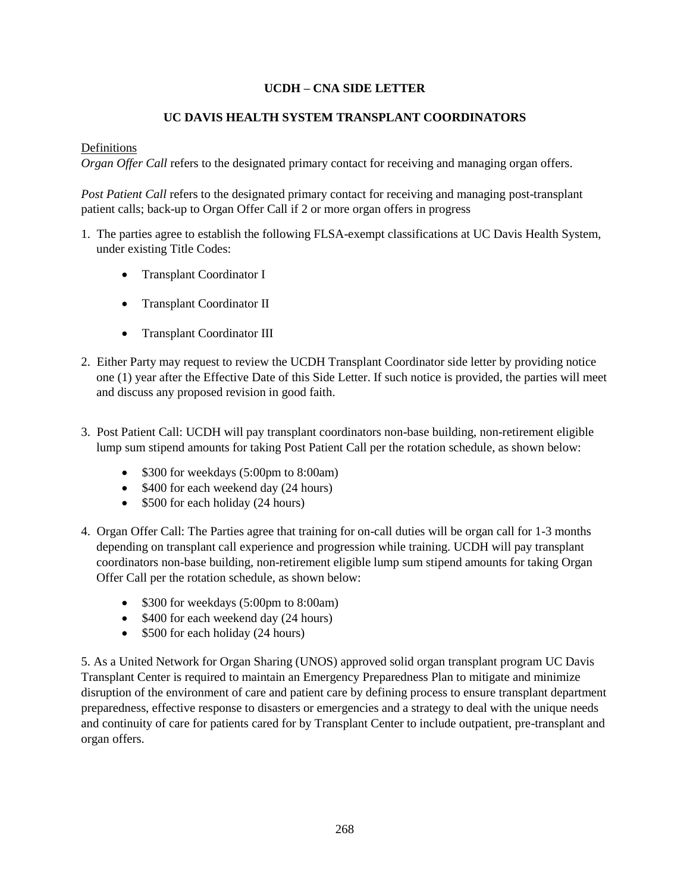**UCDH – CNA SIDE LETTER**

**UC DAVIS HEALTH SYSTEM TRANSPLANT COORDINATORS**

<u>Definitions</u>

*Organ Offer Call* refers to the designated primary contact for receiving and managing organ offers.

*Post Patient Call* refers to the designated primary contact for receiving and managing post-transplant patient calls; back-up to Organ Offer Call if 2 or more organ offers in progress

1. The parties agree to establish the following FLSA-exempt classifications at UC Davis Health System, under existing Title Codes:
   - Transplant Coordinator I
   - Transplant Coordinator II
   - Transplant Coordinator III
2. Either Party may request to review the UCDH Transplant Coordinator side letter by providing notice one (1) year after the Effective Date of this Side Letter. If such notice is provided, the parties will meet and discuss any proposed revision in good faith.
3. Post Patient Call: UCDH will pay transplant coordinators non-base building, non-retirement eligible lump sum stipend amounts for taking Post Patient Call per the rotation schedule, as shown below:
   - $300 for weekdays (5:00pm to 8:00am)
   - $400 for each weekend day (24 hours)
   - $500 for each holiday (24 hours)
4. Organ Offer Call: The Parties agree that training for on-call duties will be organ call for 1-3 months depending on transplant call experience and progression while training. UCDH will pay transplant coordinators non-base building, non-retirement eligible lump sum stipend amounts for taking Organ Offer Call per the rotation schedule, as shown below:
   - $300 for weekdays (5:00pm to 8:00am)
   - $400 for each weekend day (24 hours)
   - $500 for each holiday (24 hours)

5. As a United Network for Organ Sharing (UNOS) approved solid organ transplant program UC Davis Transplant Center is required to maintain an Emergency Preparedness Plan to mitigate and minimize disruption of the environment of care and patient care by defining process to ensure transplant department preparedness, effective response to disasters or emergencies and a strategy to deal with the unique needs and continuity of care for patients cared for by Transplant Center to include outpatient, pre-transplant and organ offers.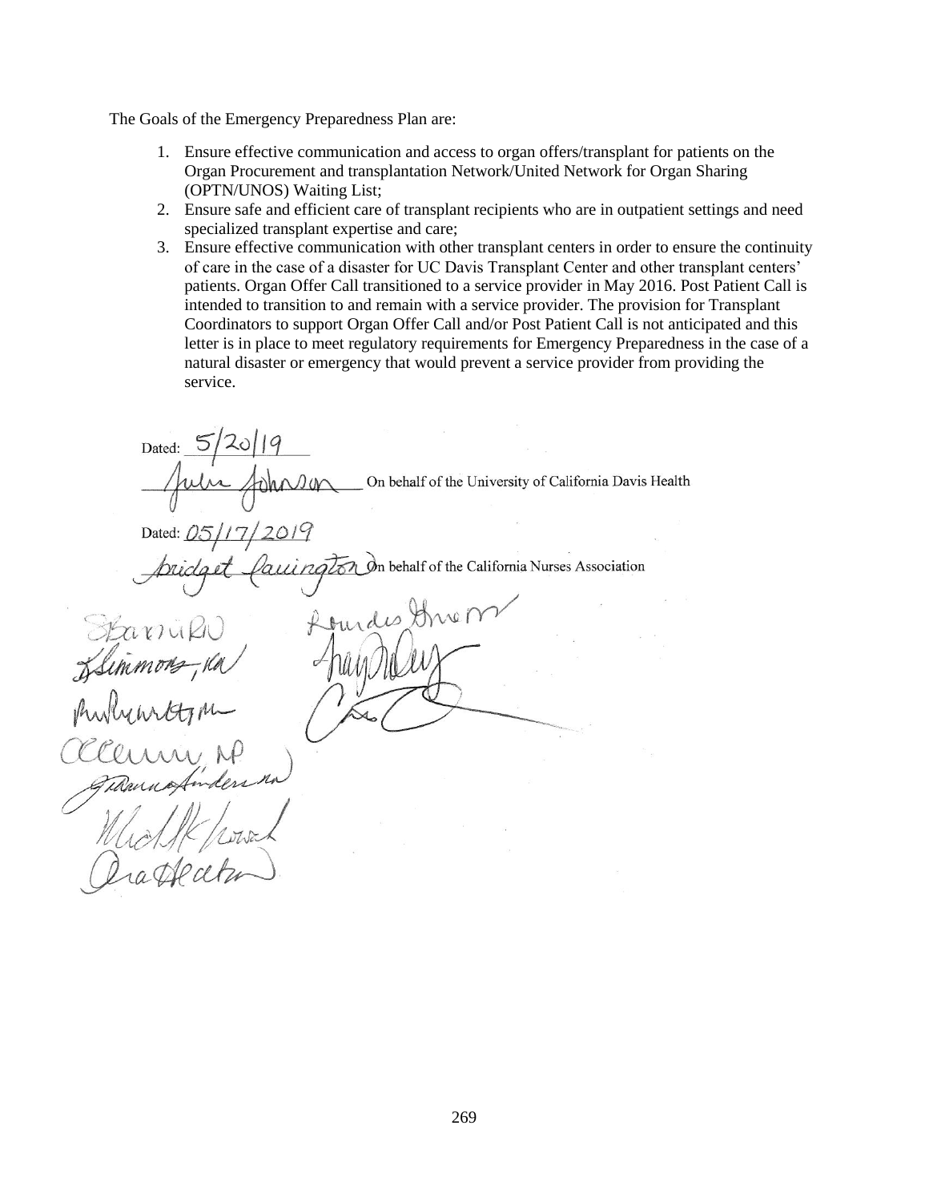The Goals of the Emergency Preparedness Plan are:

1. Ensure effective communication and access to organ offers/transplant for patients on the Organ Procurement and transplantation Network/United Network for Organ Sharing (OPTN/UNOS) Waiting List;
2. Ensure safe and efficient care of transplant recipients who are in outpatient settings and need specialized transplant expertise and care;
3. Ensure effective communication with other transplant centers in order to ensure the continuity of care in the case of a disaster for UC Davis Transplant Center and other transplant centers' patients. Organ Offer Call transitioned to a service provider in May 2016. Post Patient Call is intended to transition to and remain with a service provider. The provision for Transplant Coordinators to support Organ Offer Call and/or Post Patient Call is not anticipated and this letter is in place to meet regulatory requirements for Emergency Preparedness in the case of a natural disaster or emergency that would prevent a service provider from providing the service.

Dated: 5/20/19

Julie Johnson On behalf of the University of California Davis Health

Dated: 05/17/2019

Bridget Lavington On behalf of the California Nurses Association